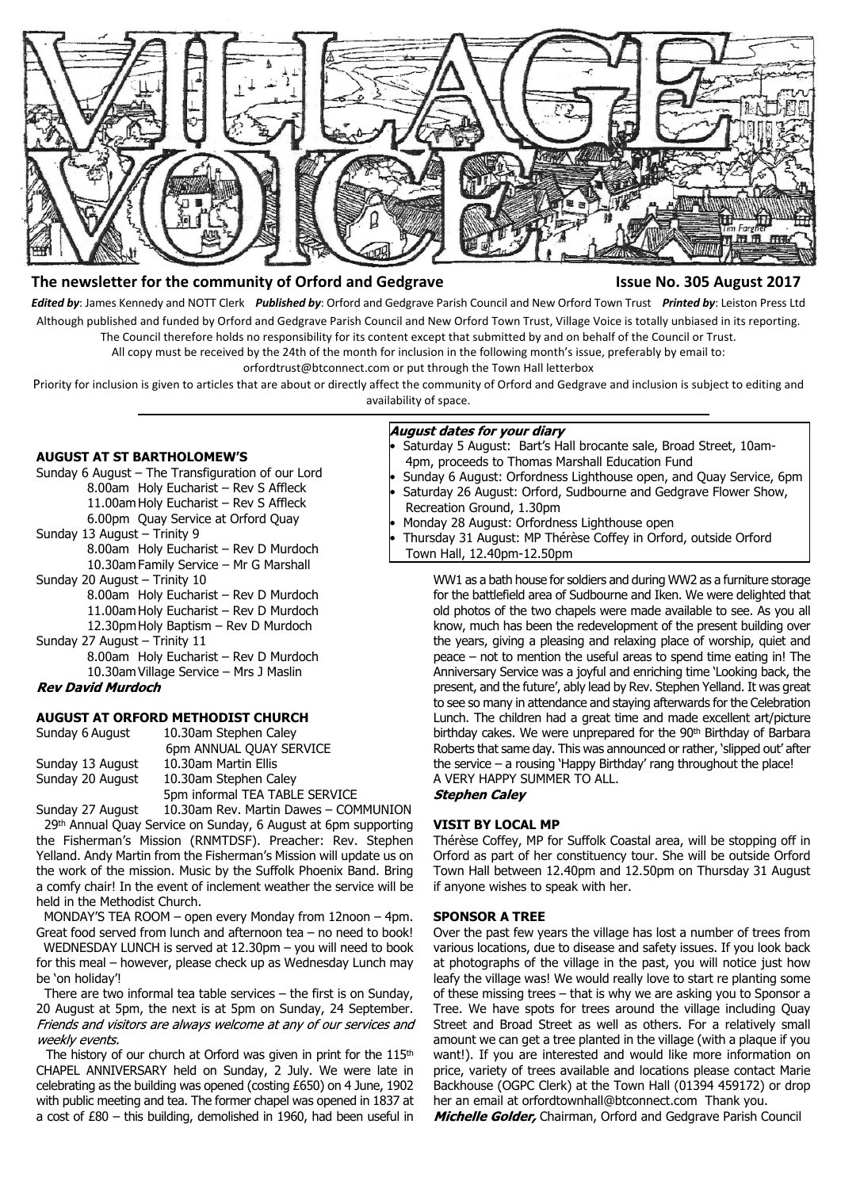# VILLAGE VOICE

**The newsletter for the community of Orford and Gedgrave** **Issue No. 305 August 2017**

***Edited by***: James Kennedy and NOTT Clerk ***Published by***: Orford and Gedgrave Parish Council and New Orford Town Trust ***Printed by***: Leiston Press Ltd

Although published and funded by Orford and Gedgrave Parish Council and New Orford Town Trust, Village Voice is totally unbiased in its reporting. The Council therefore holds no responsibility for its content except that submitted by and on behalf of the Council or Trust.

All copy must be received by the 24th of the month for inclusion in the following month's issue, preferably by email to: orfordtrust@btconnect.com or put through the Town Hall letterbox

Priority for inclusion is given to articles that are about or directly affect the community of Orford and Gedgrave and inclusion is subject to editing and availability of space.

### *August dates for your diary*

- Saturday 5 August: Bart's Hall brocante sale, Broad Street, 10am-4pm, proceeds to Thomas Marshall Education Fund
- Sunday 6 August: Orfordness Lighthouse open, and Quay Service, 6pm
- Saturday 26 August: Orford, Sudbourne and Gedgrave Flower Show, Recreation Ground, 1.30pm
- Monday 28 August: Orfordness Lighthouse open
- Thursday 31 August: MP Thérèse Coffey in Orford, outside Orford Town Hall, 12.40pm-12.50pm

## AUGUST AT ST BARTHOLOMEW'S

Sunday 6 August – The Transfiguration of our Lord
- 8.00am Holy Eucharist – Rev S Affleck
- 11.00am Holy Eucharist – Rev S Affleck
- 6.00pm Quay Service at Orford Quay

Sunday 13 August – Trinity 9
- 8.00am Holy Eucharist – Rev D Murdoch
- 10.30am Family Service – Mr G Marshall

Sunday 20 August – Trinity 10
- 8.00am Holy Eucharist – Rev D Murdoch
- 11.00am Holy Eucharist – Rev D Murdoch
- 12.30pm Holy Baptism – Rev D Murdoch

Sunday 27 August – Trinity 11
- 8.00am Holy Eucharist – Rev D Murdoch
- 10.30am Village Service – Mrs J Maslin

***Rev David Murdoch***

## AUGUST AT ORFORD METHODIST CHURCH

| | |
|---|---|
| Sunday 6 August | 10.30am Stephen Caley |
| | 6pm ANNUAL QUAY SERVICE |
| Sunday 13 August | 10.30am Martin Ellis |
| Sunday 20 August | 10.30am Stephen Caley |
| | 5pm informal TEA TABLE SERVICE |
| Sunday 27 August | 10.30am Rev. Martin Dawes – COMMUNION |

29th Annual Quay Service on Sunday, 6 August at 6pm supporting the Fisherman's Mission (RNMTDSF). Preacher: Rev. Stephen Yelland. Andy Martin from the Fisherman's Mission will update us on the work of the mission. Music by the Suffolk Phoenix Band. Bring a comfy chair! In the event of inclement weather the service will be held in the Methodist Church.

MONDAY'S TEA ROOM – open every Monday from 12noon – 4pm. Great food served from lunch and afternoon tea – no need to book!

WEDNESDAY LUNCH is served at 12.30pm – you will need to book for this meal – however, please check up as Wednesday Lunch may be 'on holiday'!

There are two informal tea table services – the first is on Sunday, 20 August at 5pm, the next is at 5pm on Sunday, 24 September. *Friends and visitors are always welcome at any of our services and weekly events.*

The history of our church at Orford was given in print for the 115th CHAPEL ANNIVERSARY held on Sunday, 2 July. We were late in celebrating as the building was opened (costing £650) on 4 June, 1902 with public meeting and tea. The former chapel was opened in 1837 at a cost of £80 – this building, demolished in 1960, had been useful in WW1 as a bath house for soldiers and during WW2 as a furniture storage for the battlefield area of Sudbourne and Iken. We were delighted that old photos of the two chapels were made available to see. As you all know, much has been the redevelopment of the present building over the years, giving a pleasing and relaxing place of worship, quiet and peace – not to mention the useful areas to spend time eating in! The Anniversary Service was a joyful and enriching time 'Looking back, the present, and the future', ably lead by Rev. Stephen Yelland. It was great to see so many in attendance and staying afterwards for the Celebration Lunch. The children had a great time and made excellent art/picture birthday cakes. We were unprepared for the 90th Birthday of Barbara Roberts that same day. This was announced or rather, 'slipped out' after the service – a rousing 'Happy Birthday' rang throughout the place!

A VERY HAPPY SUMMER TO ALL.

***Stephen Caley***

## VISIT BY LOCAL MP

Thérèse Coffey, MP for Suffolk Coastal area, will be stopping off in Orford as part of her constituency tour. She will be outside Orford Town Hall between 12.40pm and 12.50pm on Thursday 31 August if anyone wishes to speak with her.

## SPONSOR A TREE

Over the past few years the village has lost a number of trees from various locations, due to disease and safety issues. If you look back at photographs of the village in the past, you will notice just how leafy the village was! We would really love to start re planting some of these missing trees – that is why we are asking you to Sponsor a Tree. We have spots for trees around the village including Quay Street and Broad Street as well as others. For a relatively small amount we can get a tree planted in the village (with a plaque if you want!). If you are interested and would like more information on price, variety of trees available and locations please contact Marie Backhouse (OGPC Clerk) at the Town Hall (01394 459172) or drop her an email at orfordtownhall@btconnect.com Thank you.

***Michelle Golder,*** Chairman, Orford and Gedgrave Parish Council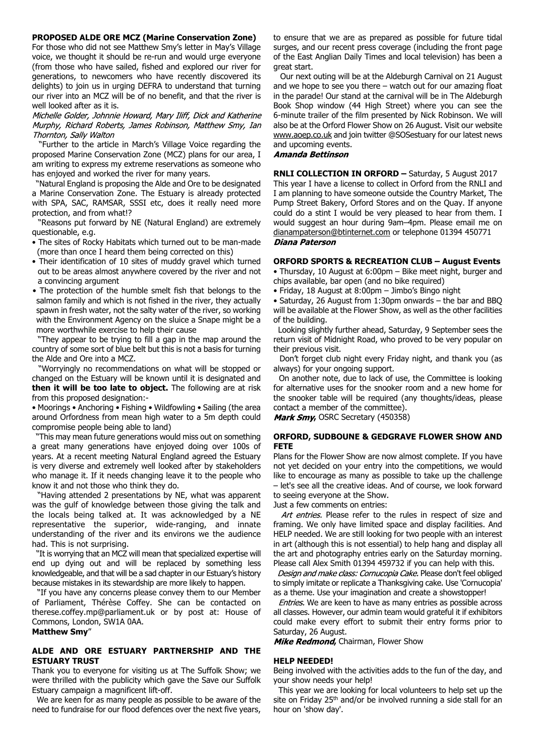## PROPOSED ALDE ORE MCZ (Marine Conservation Zone)

For those who did not see Matthew Smy's letter in May's Village voice, we thought it should be re-run and would urge everyone (from those who have sailed, fished and explored our river for generations, to newcomers who have recently discovered its delights) to join us in urging DEFRA to understand that turning our river into an MCZ will be of no benefit, and that the river is well looked after as it is.

*Michelle Golder, Johnnie Howard, Mary Iliff, Dick and Katherine Murphy, Richard Roberts, James Robinson, Matthew Smy, Ian Thornton, Sally Walton*

"Further to the article in March's Village Voice regarding the proposed Marine Conservation Zone (MCZ) plans for our area, I am writing to express my extreme reservations as someone who has enjoyed and worked the river for many years.

"Natural England is proposing the Alde and Ore to be designated a Marine Conservation Zone. The Estuary is already protected with SPA, SAC, RAMSAR, SSSI etc, does it really need more protection, and from what!?

"Reasons put forward by NE (Natural England) are extremely questionable, e.g.

- The sites of Rocky Habitats which turned out to be man-made (more than once I heard them being corrected on this)
- Their identification of 10 sites of muddy gravel which turned out to be areas almost anywhere covered by the river and not a convincing argument
- The protection of the humble smelt fish that belongs to the salmon family and which is not fished in the river, they actually spawn in fresh water, not the salty water of the river, so working with the Environment Agency on the sluice a Snape might be a more worthwhile exercise to help their cause

"They appear to be trying to fill a gap in the map around the country of some sort of blue belt but this is not a basis for turning the Alde and Ore into a MCZ.

"Worryingly no recommendations on what will be stopped or changed on the Estuary will be known until it is designated and **then it will be too late to object.** The following are at risk from this proposed designation:-

• Moorings • Anchoring • Fishing • Wildfowling • Sailing (the area around Orfordness from mean high water to a 5m depth could compromise people being able to land)

"This may mean future generations would miss out on something a great many generations have enjoyed doing over 100s of years. At a recent meeting Natural England agreed the Estuary is very diverse and extremely well looked after by stakeholders who manage it. If it needs changing leave it to the people who know it and not those who think they do.

"Having attended 2 presentations by NE, what was apparent was the gulf of knowledge between those giving the talk and the locals being talked at. It was acknowledged by a NE representative the superior, wide-ranging, and innate understanding of the river and its environs we the audience had. This is not surprising.

"It is worrying that an MCZ will mean that specialized expertise will end up dying out and will be replaced by something less knowledgeable, and that will be a sad chapter in our Estuary's history because mistakes in its stewardship are more likely to happen.

"If you have any concerns please convey them to our Member of Parliament, Thérèse Coffey. She can be contacted on therese.coffey.mp@parliament.uk or by post at: House of Commons, London, SW1A 0AA.

**Matthew Smy**"

## ALDE AND ORE ESTUARY PARTNERSHIP AND THE ESTUARY TRUST

Thank you to everyone for visiting us at The Suffolk Show; we were thrilled with the publicity which gave the Save our Suffolk Estuary campaign a magnificent lift-off.

We are keen for as many people as possible to be aware of the need to fundraise for our flood defences over the next five years, to ensure that we are as prepared as possible for future tidal surges, and our recent press coverage (including the front page of the East Anglian Daily Times and local television) has been a great start.

Our next outing will be at the Aldeburgh Carnival on 21 August and we hope to see you there – watch out for our amazing float in the parade! Our stand at the carnival will be in The Aldeburgh Book Shop window (44 High Street) where you can see the 6-minute trailer of the film presented by Nick Robinson. We will also be at the Orford Flower Show on 26 August. Visit our website www.aoep.co.uk and join twitter @SOSestuary for our latest news and upcoming events.

***Amanda Bettinson***

## RNLI COLLECTION IN ORFORD – Saturday, 5 August 2017

This year I have a license to collect in Orford from the RNLI and I am planning to have someone outside the Country Market, The Pump Street Bakery, Orford Stores and on the Quay. If anyone could do a stint I would be very pleased to hear from them. I would suggest an hour during 9am–4pm. Please email me on dianampaterson@btinternet.com or telephone 01394 450771

***Diana Paterson***

## ORFORD SPORTS & RECREATION CLUB – August Events

- Thursday, 10 August at 6:00pm – Bike meet night, burger and chips available, bar open (and no bike required)
- Friday, 18 August at 8:00pm – Jimbo's Bingo night
- Saturday, 26 August from 1:30pm onwards – the bar and BBQ will be available at the Flower Show, as well as the other facilities of the building.

Looking slightly further ahead, Saturday, 9 September sees the return visit of Midnight Road, who proved to be very popular on their previous visit.

Don't forget club night every Friday night, and thank you (as always) for your ongoing support.

On another note, due to lack of use, the Committee is looking for alternative uses for the snooker room and a new home for the snooker table will be required (any thoughts/ideas, please contact a member of the committee).

***Mark Smy***, OSRC Secretary (450358)

## ORFORD, SUDBOUNE & GEDGRAVE FLOWER SHOW AND FETE

Plans for the Flower Show are now almost complete. If you have not yet decided on your entry into the competitions, we would like to encourage as many as possible to take up the challenge – let's see all the creative ideas. And of course, we look forward to seeing everyone at the Show.

Just a few comments on entries:

*Art entries.* Please refer to the rules in respect of size and framing. We only have limited space and display facilities. And HELP needed. We are still looking for two people with an interest in art (although this is not essential) to help hang and display all the art and photography entries early on the Saturday morning. Please call Alex Smith 01394 459732 if you can help with this.

*Design and make class: Cornucopia Cake.* Please don't feel obliged to simply imitate or replicate a Thanksgiving cake. Use 'Cornucopia' as a theme. Use your imagination and create a showstopper!

*Entries.* We are keen to have as many entries as possible across all classes. However, our admin team would grateful it if exhibitors could make every effort to submit their entry forms prior to Saturday, 26 August.

***Mike Redmond***, Chairman, Flower Show

## HELP NEEDED!

Being involved with the activities adds to the fun of the day, and your show needs your help!

This year we are looking for local volunteers to help set up the site on Friday 25th and/or be involved running a side stall for an hour on 'show day'.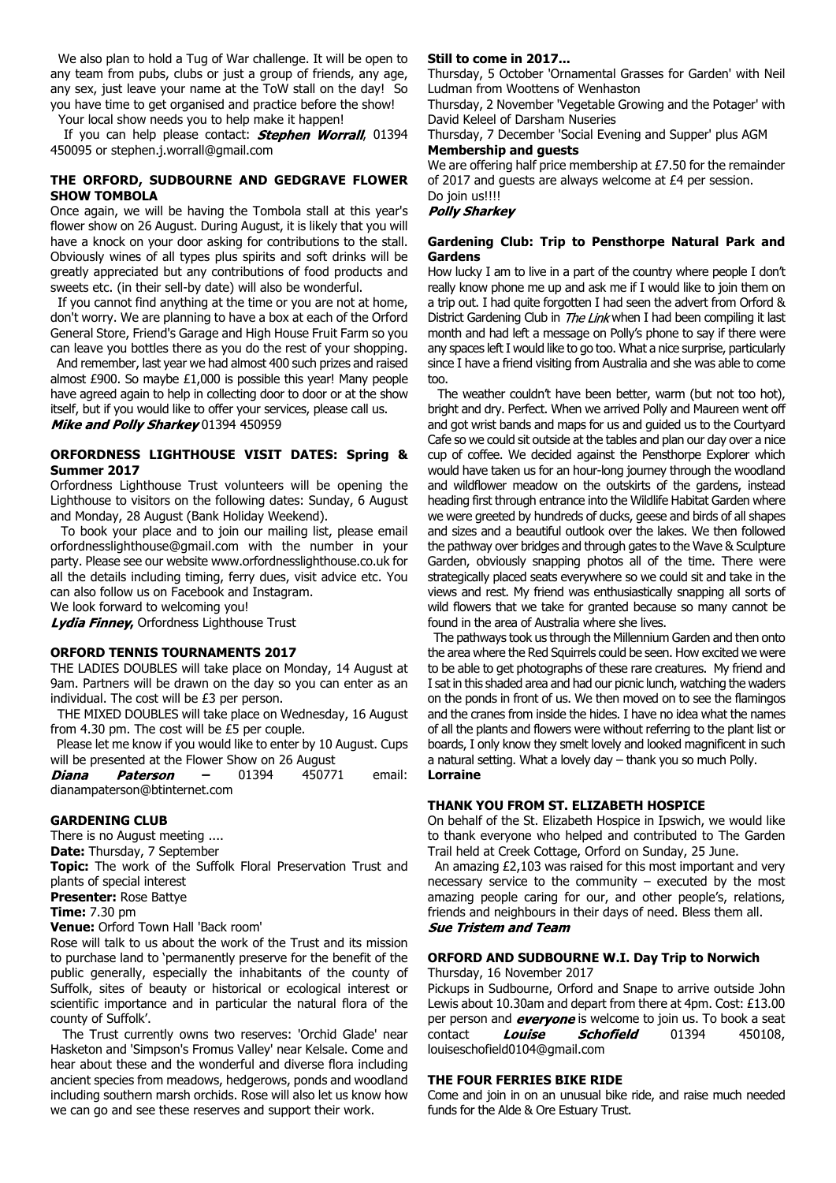We also plan to hold a Tug of War challenge. It will be open to any team from pubs, clubs or just a group of friends, any age, any sex, just leave your name at the ToW stall on the day! So you have time to get organised and practice before the show!

Your local show needs you to help make it happen!

If you can help please contact: ***Stephen Worrall***, 01394 450095 or stephen.j.worrall@gmail.com

### THE ORFORD, SUDBOURNE AND GEDGRAVE FLOWER SHOW TOMBOLA

Once again, we will be having the Tombola stall at this year's flower show on 26 August. During August, it is likely that you will have a knock on your door asking for contributions to the stall. Obviously wines of all types plus spirits and soft drinks will be greatly appreciated but any contributions of food products and sweets etc. (in their sell-by date) will also be wonderful.

If you cannot find anything at the time or you are not at home, don't worry. We are planning to have a box at each of the Orford General Store, Friend's Garage and High House Fruit Farm so you can leave you bottles there as you do the rest of your shopping.

And remember, last year we had almost 400 such prizes and raised almost £900. So maybe £1,000 is possible this year! Many people have agreed again to help in collecting door to door or at the show itself, but if you would like to offer your services, please call us.

***Mike and Polly Sharkey*** 01394 450959

### ORFORDNESS LIGHTHOUSE VISIT DATES: Spring & Summer 2017

Orfordness Lighthouse Trust volunteers will be opening the Lighthouse to visitors on the following dates: Sunday, 6 August and Monday, 28 August (Bank Holiday Weekend).

To book your place and to join our mailing list, please email orfordnesslighthouse@gmail.com with the number in your party. Please see our website www.orfordnesslighthouse.co.uk for all the details including timing, ferry dues, visit advice etc. You can also follow us on Facebook and Instagram.

We look forward to welcoming you!

***Lydia Finney,*** Orfordness Lighthouse Trust

### ORFORD TENNIS TOURNAMENTS 2017

THE LADIES DOUBLES will take place on Monday, 14 August at 9am. Partners will be drawn on the day so you can enter as an individual. The cost will be £3 per person.

THE MIXED DOUBLES will take place on Wednesday, 16 August from 4.30 pm. The cost will be £5 per couple.

Please let me know if you would like to enter by 10 August. Cups will be presented at the Flower Show on 26 August

***Diana Paterson*** – 01394 450771 email: dianampaterson@btinternet.com

### GARDENING CLUB

There is no August meeting ....

**Date:** Thursday, 7 September

**Topic:** The work of the Suffolk Floral Preservation Trust and plants of special interest

**Presenter:** Rose Battye

**Time:** 7.30 pm

**Venue:** Orford Town Hall 'Back room'

Rose will talk to us about the work of the Trust and its mission to purchase land to 'permanently preserve for the benefit of the public generally, especially the inhabitants of the county of Suffolk, sites of beauty or historical or ecological interest or scientific importance and in particular the natural flora of the county of Suffolk'.

The Trust currently owns two reserves: 'Orchid Glade' near Hasketon and 'Simpson's Fromus Valley' near Kelsale. Come and hear about these and the wonderful and diverse flora including ancient species from meadows, hedgerows, ponds and woodland including southern marsh orchids. Rose will also let us know how we can go and see these reserves and support their work.

**Still to come in 2017...**

Thursday, 5 October 'Ornamental Grasses for Garden' with Neil Ludman from Woottens of Wenhaston

Thursday, 2 November 'Vegetable Growing and the Potager' with David Keleel of Darsham Nuseries

Thursday, 7 December 'Social Evening and Supper' plus AGM

**Membership and guests**

We are offering half price membership at £7.50 for the remainder of 2017 and guests are always welcome at £4 per session.

Do join us!!!!

***Polly Sharkey***

### Gardening Club: Trip to Pensthorpe Natural Park and Gardens

How lucky I am to live in a part of the country where people I don't really know phone me up and ask me if I would like to join them on a trip out. I had quite forgotten I had seen the advert from Orford & District Gardening Club in *The Link* when I had been compiling it last month and had left a message on Polly's phone to say if there were any spaces left I would like to go too. What a nice surprise, particularly since I have a friend visiting from Australia and she was able to come too.

The weather couldn't have been better, warm (but not too hot), bright and dry. Perfect. When we arrived Polly and Maureen went off and got wrist bands and maps for us and guided us to the Courtyard Cafe so we could sit outside at the tables and plan our day over a nice cup of coffee. We decided against the Pensthorpe Explorer which would have taken us for an hour-long journey through the woodland and wildflower meadow on the outskirts of the gardens, instead heading first through entrance into the Wildlife Habitat Garden where we were greeted by hundreds of ducks, geese and birds of all shapes and sizes and a beautiful outlook over the lakes. We then followed the pathway over bridges and through gates to the Wave & Sculpture Garden, obviously snapping photos all of the time. There were strategically placed seats everywhere so we could sit and take in the views and rest. My friend was enthusiastically snapping all sorts of wild flowers that we take for granted because so many cannot be found in the area of Australia where she lives.

The pathways took us through the Millennium Garden and then onto the area where the Red Squirrels could be seen. How excited we were to be able to get photographs of these rare creatures. My friend and I sat in this shaded area and had our picnic lunch, watching the waders on the ponds in front of us. We then moved on to see the flamingos and the cranes from inside the hides. I have no idea what the names of all the plants and flowers were without referring to the plant list or boards, I only know they smelt lovely and looked magnificent in such a natural setting. What a lovely day – thank you so much Polly.

**Lorraine**

### THANK YOU FROM ST. ELIZABETH HOSPICE

On behalf of the St. Elizabeth Hospice in Ipswich, we would like to thank everyone who helped and contributed to The Garden Trail held at Creek Cottage, Orford on Sunday, 25 June.

An amazing £2,103 was raised for this most important and very necessary service to the community – executed by the most amazing people caring for our, and other people's, relations, friends and neighbours in their days of need. Bless them all.

***Sue Tristem and Team***

### ORFORD AND SUDBOURNE W.I. Day Trip to Norwich

Thursday, 16 November 2017

Pickups in Sudbourne, Orford and Snape to arrive outside John Lewis about 10.30am and depart from there at 4pm. Cost: £13.00 per person and ***everyone*** is welcome to join us. To book a seat contact ***Louise Schofield*** 01394 450108, louiseschofield0104@gmail.com

### THE FOUR FERRIES BIKE RIDE

Come and join in on an unusual bike ride, and raise much needed funds for the Alde & Ore Estuary Trust.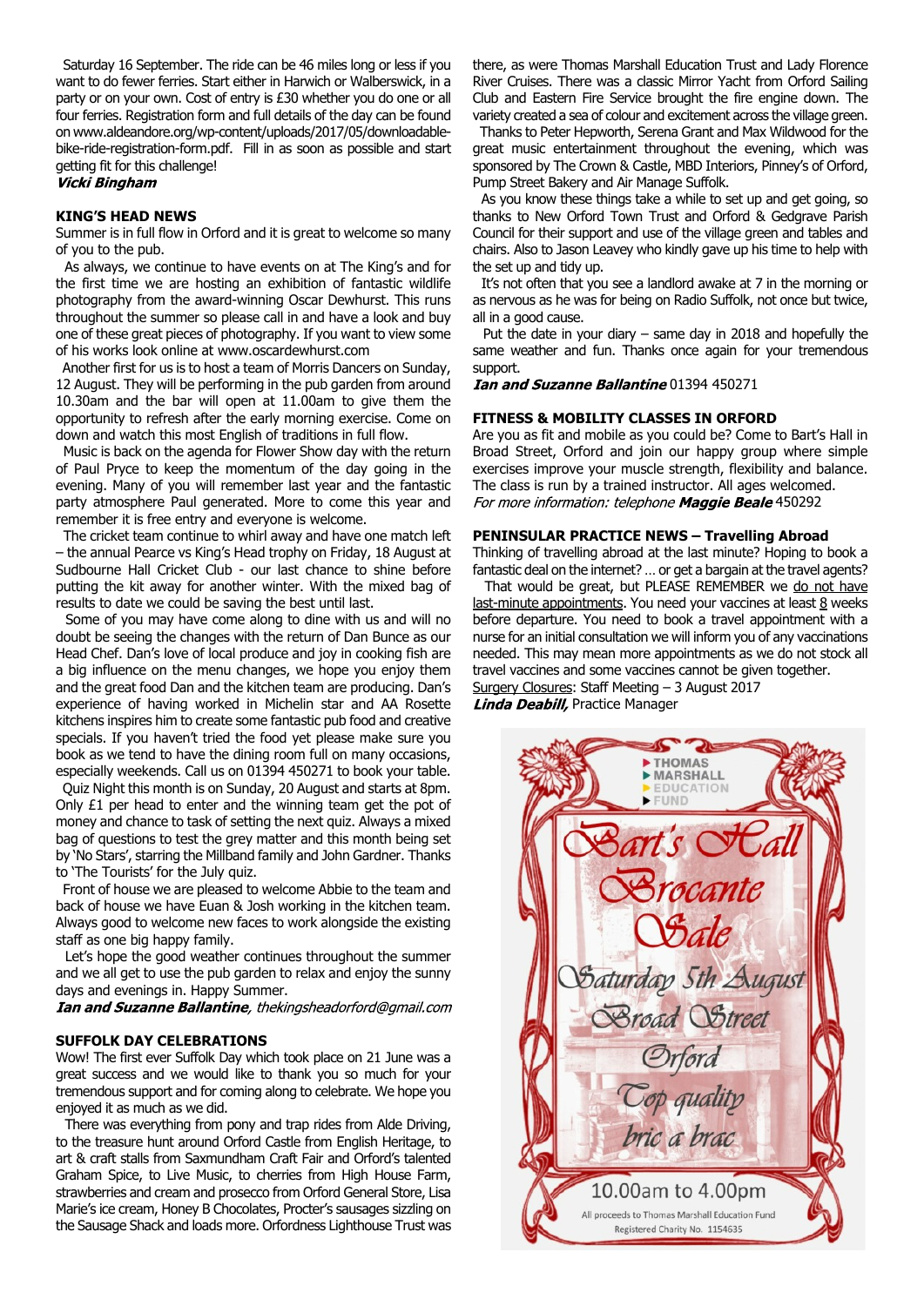Saturday 16 September. The ride can be 46 miles long or less if you want to do fewer ferries. Start either in Harwich or Walberswick, in a party or on your own. Cost of entry is £30 whether you do one or all four ferries. Registration form and full details of the day can be found on www.aldeandore.org/wp-content/uploads/2017/05/downloadable-bike-ride-registration-form.pdf. Fill in as soon as possible and start getting fit for this challenge!

***Vicki Bingham***

## KING'S HEAD NEWS

Summer is in full flow in Orford and it is great to welcome so many of you to the pub.

As always, we continue to have events on at The King's and for the first time we are hosting an exhibition of fantastic wildlife photography from the award-winning Oscar Dewhurst. This runs throughout the summer so please call in and have a look and buy one of these great pieces of photography. If you want to view some of his works look online at www.oscardewhurst.com

Another first for us is to host a team of Morris Dancers on Sunday, 12 August. They will be performing in the pub garden from around 10.30am and the bar will open at 11.00am to give them the opportunity to refresh after the early morning exercise. Come on down and watch this most English of traditions in full flow.

Music is back on the agenda for Flower Show day with the return of Paul Pryce to keep the momentum of the day going in the evening. Many of you will remember last year and the fantastic party atmosphere Paul generated. More to come this year and remember it is free entry and everyone is welcome.

The cricket team continue to whirl away and have one match left – the annual Pearce vs King's Head trophy on Friday, 18 August at Sudbourne Hall Cricket Club - our last chance to shine before putting the kit away for another winter. With the mixed bag of results to date we could be saving the best until last.

Some of you may have come along to dine with us and will no doubt be seeing the changes with the return of Dan Bunce as our Head Chef. Dan's love of local produce and joy in cooking fish are a big influence on the menu changes, we hope you enjoy them and the great food Dan and the kitchen team are producing. Dan's experience of having worked in Michelin star and AA Rosette kitchens inspires him to create some fantastic pub food and creative specials. If you haven't tried the food yet please make sure you book as we tend to have the dining room full on many occasions, especially weekends. Call us on 01394 450271 to book your table.

Quiz Night this month is on Sunday, 20 August and starts at 8pm. Only £1 per head to enter and the winning team get the pot of money and chance to task of setting the next quiz. Always a mixed bag of questions to test the grey matter and this month being set by 'No Stars', starring the Millband family and John Gardner. Thanks to 'The Tourists' for the July quiz.

Front of house we are pleased to welcome Abbie to the team and back of house we have Euan & Josh working in the kitchen team. Always good to welcome new faces to work alongside the existing staff as one big happy family.

Let's hope the good weather continues throughout the summer and we all get to use the pub garden to relax and enjoy the sunny days and evenings in. Happy Summer.

***Ian and Suzanne Ballantine***, *thekingsheadorford@gmail.com*

## SUFFOLK DAY CELEBRATIONS

Wow! The first ever Suffolk Day which took place on 21 June was a great success and we would like to thank you so much for your tremendous support and for coming along to celebrate. We hope you enjoyed it as much as we did.

There was everything from pony and trap rides from Alde Driving, to the treasure hunt around Orford Castle from English Heritage, to art & craft stalls from Saxmundham Craft Fair and Orford's talented Graham Spice, to Live Music, to cherries from High House Farm, strawberries and cream and prosecco from Orford General Store, Lisa Marie's ice cream, Honey B Chocolates, Procter's sausages sizzling on the Sausage Shack and loads more. Orfordness Lighthouse Trust was there, as were Thomas Marshall Education Trust and Lady Florence River Cruises. There was a classic Mirror Yacht from Orford Sailing Club and Eastern Fire Service brought the fire engine down. The variety created a sea of colour and excitement across the village green.

Thanks to Peter Hepworth, Serena Grant and Max Wildwood for the great music entertainment throughout the evening, which was sponsored by The Crown & Castle, MBD Interiors, Pinney's of Orford, Pump Street Bakery and Air Manage Suffolk.

As you know these things take a while to set up and get going, so thanks to New Orford Town Trust and Orford & Gedgrave Parish Council for their support and use of the village green and tables and chairs. Also to Jason Leavey who kindly gave up his time to help with the set up and tidy up.

It's not often that you see a landlord awake at 7 in the morning or as nervous as he was for being on Radio Suffolk, not once but twice, all in a good cause.

Put the date in your diary – same day in 2018 and hopefully the same weather and fun. Thanks once again for your tremendous support.

***Ian and Suzanne Ballantine*** 01394 450271

## FITNESS & MOBILITY CLASSES IN ORFORD

Are you as fit and mobile as you could be? Come to Bart's Hall in Broad Street, Orford and join our happy group where simple exercises improve your muscle strength, flexibility and balance. The class is run by a trained instructor. All ages welcomed.

*For more information: telephone **Maggie Beale** 450292*

## PENINSULAR PRACTICE NEWS – Travelling Abroad

Thinking of travelling abroad at the last minute? Hoping to book a fantastic deal on the internet? … or get a bargain at the travel agents?

That would be great, but PLEASE REMEMBER we do not have last-minute appointments. You need your vaccines at least 8 weeks before departure. You need to book a travel appointment with a nurse for an initial consultation we will inform you of any vaccinations needed. This may mean more appointments as we do not stock all travel vaccines and some vaccines cannot be given together.

Surgery Closures: Staff Meeting – 3 August 2017

***Linda Deabill,*** Practice Manager

THOMAS MARSHALL EDUCATION FUND

*Bart's Hall Brocante Sale*

*Saturday 5th August*

*Broad Street*

*Orford*

*Top quality bric a brac*

10.00am to 4.00pm

All proceeds to Thomas Marshall Education Fund
Registered Charity No. 1154635